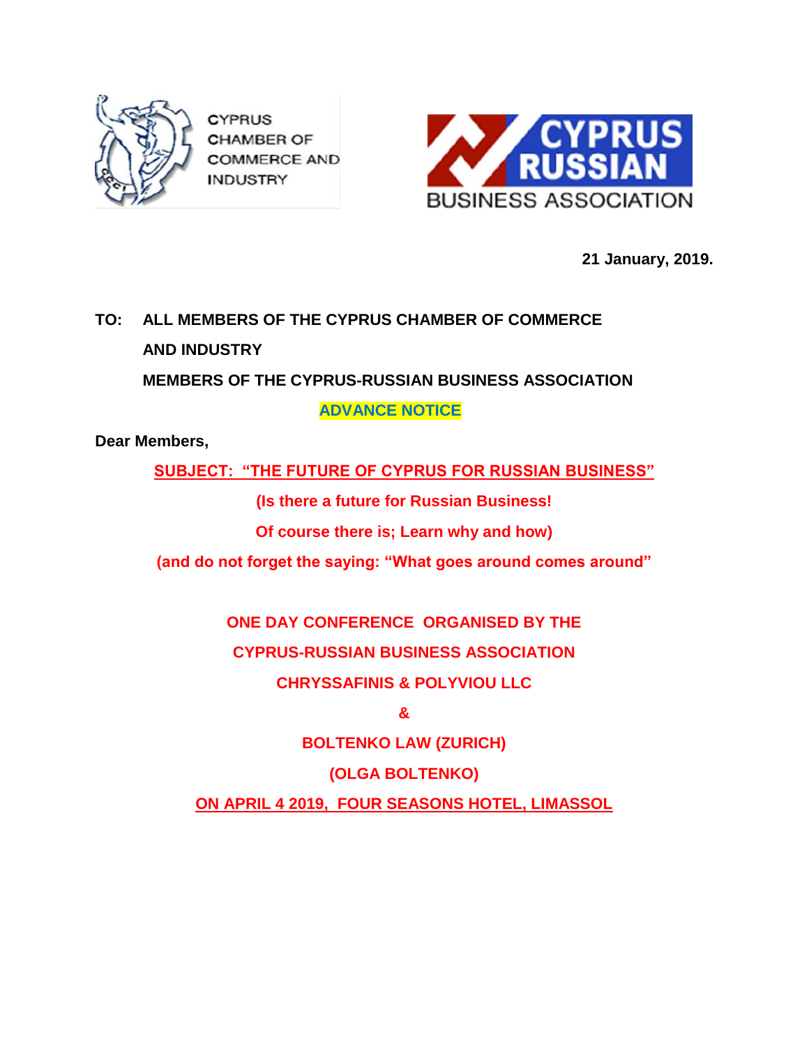CYPRUS CHAMBER OF COMMERCE AND INDUSTRY

CYPRUS RUSSIAN BUSINESS ASSOCIATION

**21 January, 2019.**

**TO: ALL MEMBERS OF THE CYPRUS CHAMBER OF COMMERCE AND INDUSTRY**

**MEMBERS OF THE CYPRUS-RUSSIAN BUSINESS ASSOCIATION**

**ADVANCE NOTICE**

**Dear Members,**

**SUBJECT: "THE FUTURE OF CYPRUS FOR RUSSIAN BUSINESS"**

**(Is there a future for Russian Business!**

**Of course there is; Learn why and how)**

**(and do not forget the saying: "What goes around comes around"**

**ONE DAY CONFERENCE ORGANISED BY THE**

**CYPRUS-RUSSIAN BUSINESS ASSOCIATION**

**CHRYSSAFINIS & POLYVIOU LLC**

**&**

**BOLTENKO LAW (ZURICH)**

**(OLGA BOLTENKO)**

**ON APRIL 4 2019, FOUR SEASONS HOTEL, LIMASSOL**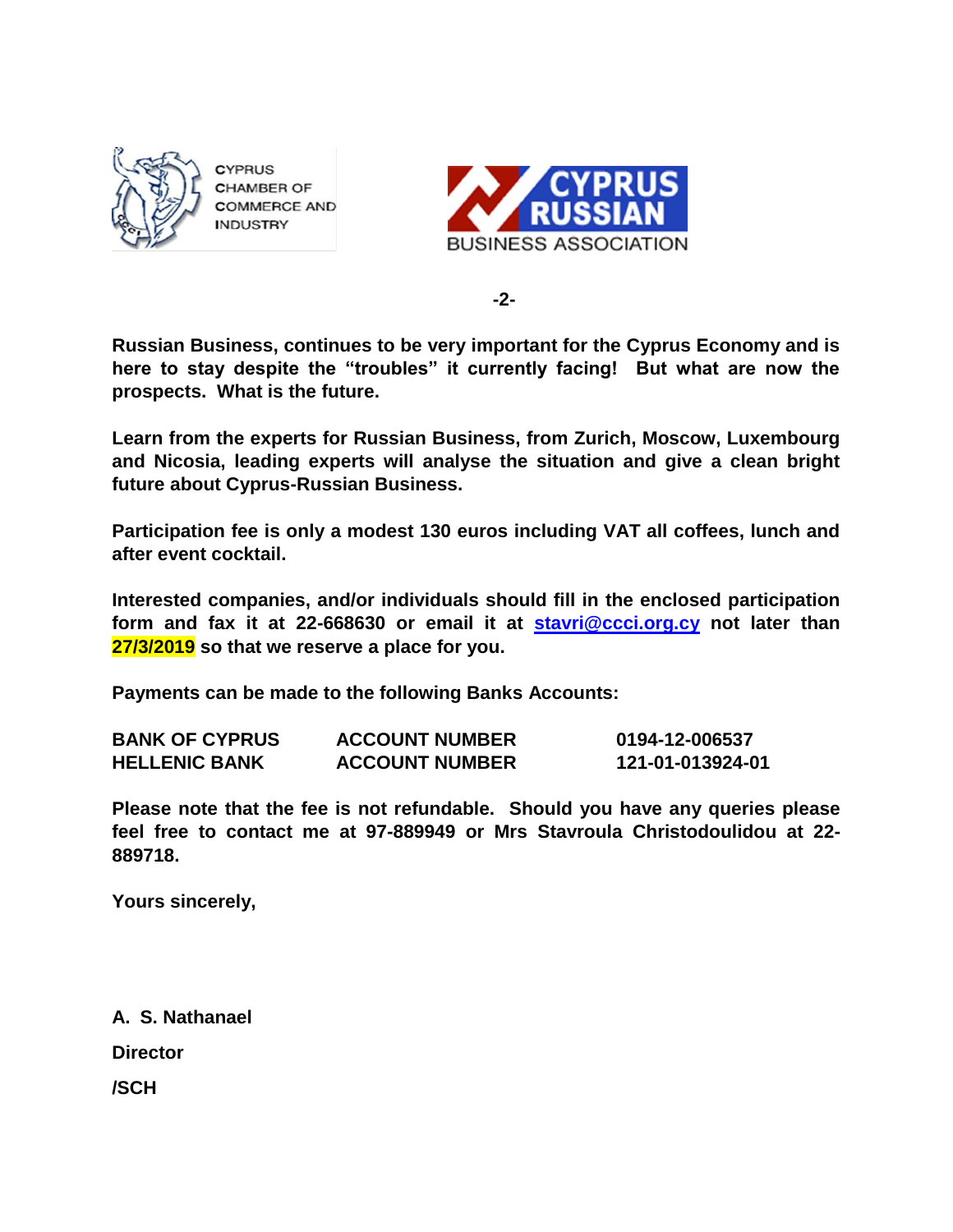CYPRUS CHAMBER OF COMMERCE AND INDUSTRY

CYPRUS RUSSIAN BUSINESS ASSOCIATION

**Russian Business, continues to be very important for the Cyprus Economy and is here to stay despite the "troubles" it currently facing! But what are now the prospects. What is the future.**

**Learn from the experts for Russian Business, from Zurich, Moscow, Luxembourg and Nicosia, leading experts will analyse the situation and give a clean bright future about Cyprus-Russian Business.**

**Participation fee is only a modest 130 euros including VAT all coffees, lunch and after event cocktail.**

**Interested companies, and/or individuals should fill in the enclosed participation form and fax it at 22-668630 or email it at stavri@ccci.org.cy not later than 27/3/2019 so that we reserve a place for you.**

**Payments can be made to the following Banks Accounts:**

| | | |
|---|---|---|
| **BANK OF CYPRUS** | **ACCOUNT NUMBER** | **0194-12-006537** |
| **HELLENIC BANK** | **ACCOUNT NUMBER** | **121-01-013924-01** |

**Please note that the fee is not refundable. Should you have any queries please feel free to contact me at 97-889949 or Mrs Stavroula Christodoulidou at 22-889718.**

**Yours sincerely,**

**A. S. Nathanael**

**Director**

**/SCH**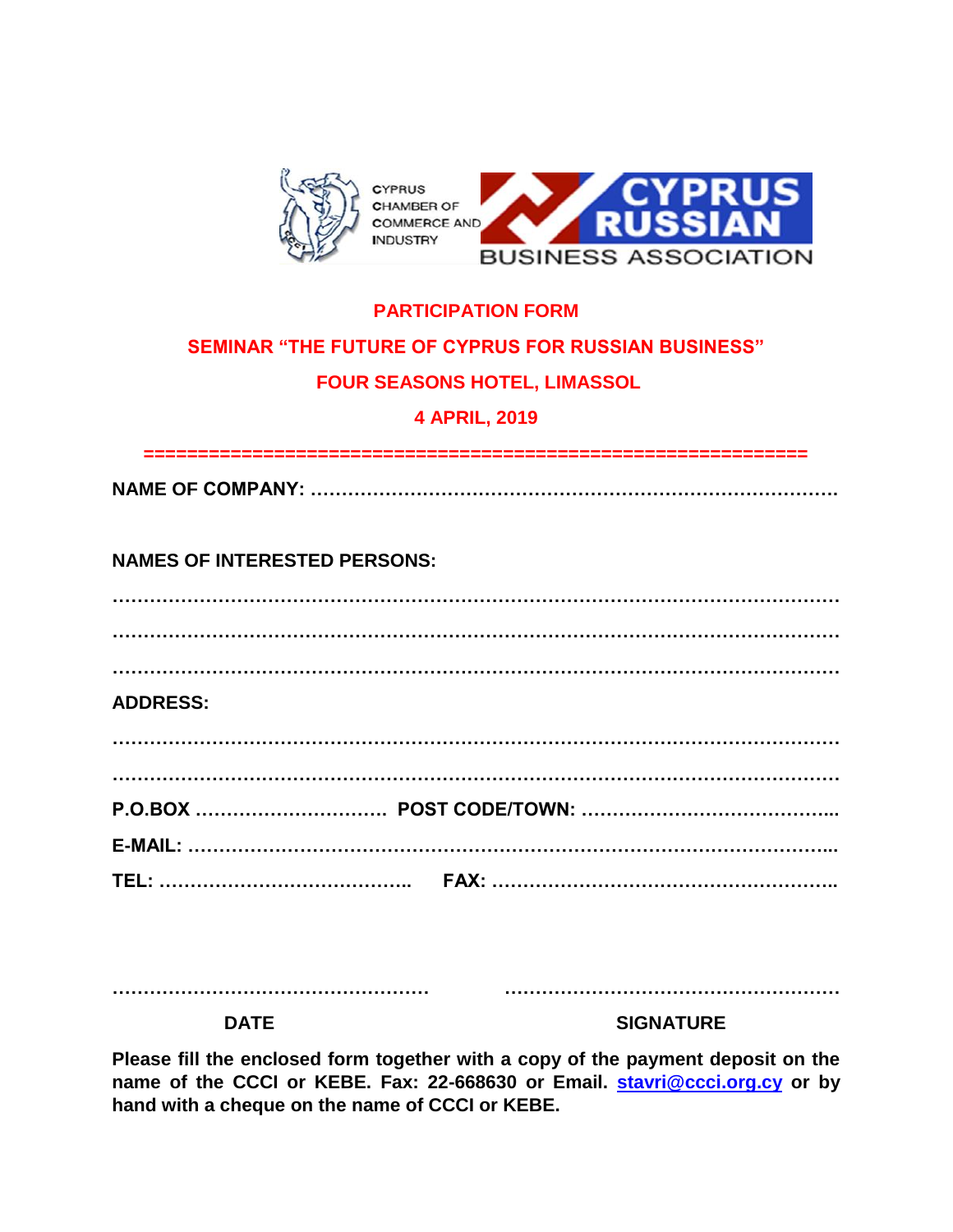CYPRUS CHAMBER OF COMMERCE AND INDUSTRY

CYPRUS RUSSIAN BUSINESS ASSOCIATION

## PARTICIPATION FORM

## SEMINAR "THE FUTURE OF CYPRUS FOR RUSSIAN BUSINESS"

## FOUR SEASONS HOTEL, LIMASSOL

## 4 APRIL, 2019

==========================================================

**NAME OF COMPANY:** …………………………………………………………………………….

**NAMES OF INTERESTED PERSONS:**

……………………………………………………………………………………………………

……………………………………………………………………………………………………

……………………………………………………………………………………………………

**ADDRESS:**

……………………………………………………………………………………………………

……………………………………………………………………………………………………

**P.O.BOX** …………………………. **POST CODE/TOWN:** …………………………………...

**E-MAIL:** ……………………………………………………………………………………...

**TEL:** ………………………………….. **FAX:** ………………………………………………..

…………………………………………… ……………………………………………

**DATE** **SIGNATURE**

**Please fill the enclosed form together with a copy of the payment deposit on the name of the CCCI or KEBE. Fax: 22-668630 or Email. stavri@ccci.org.cy or by hand with a cheque on the name of CCCI or KEBE.**